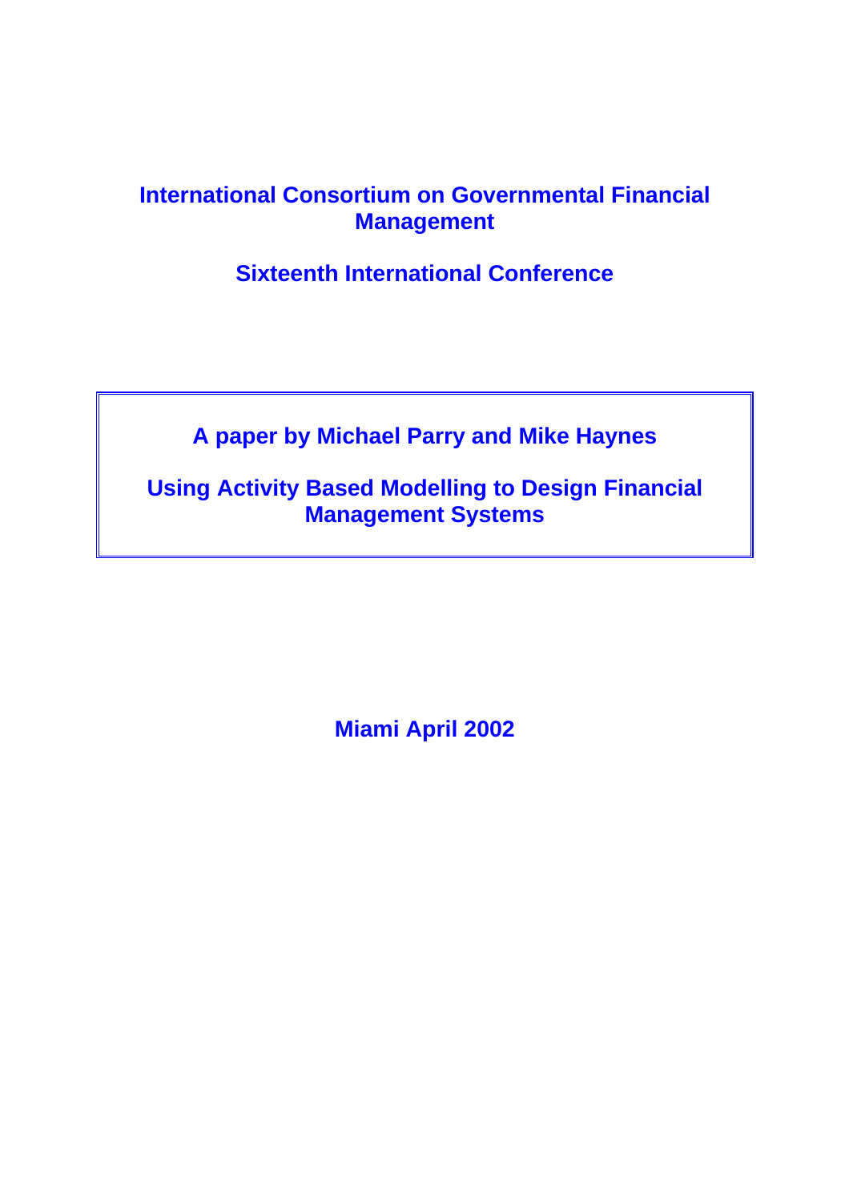# International Consortium on Governmental Financial Management

## Sixteenth International Conference

**A paper by Michael Parry and Mike Haynes**

**Using Activity Based Modelling to Design Financial Management Systems**

**Miami April 2002**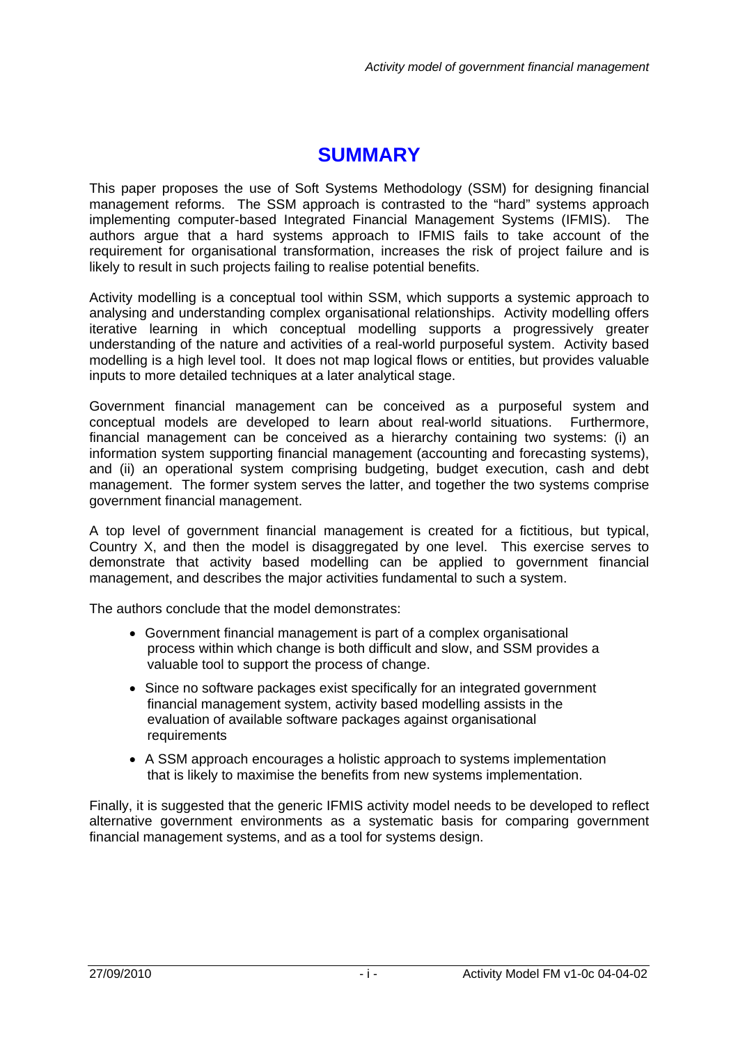# SUMMARY

This paper proposes the use of Soft Systems Methodology (SSM) for designing financial management reforms. The SSM approach is contrasted to the "hard" systems approach implementing computer-based Integrated Financial Management Systems (IFMIS). The authors argue that a hard systems approach to IFMIS fails to take account of the requirement for organisational transformation, increases the risk of project failure and is likely to result in such projects failing to realise potential benefits.

Activity modelling is a conceptual tool within SSM, which supports a systemic approach to analysing and understanding complex organisational relationships. Activity modelling offers iterative learning in which conceptual modelling supports a progressively greater understanding of the nature and activities of a real-world purposeful system. Activity based modelling is a high level tool. It does not map logical flows or entities, but provides valuable inputs to more detailed techniques at a later analytical stage.

Government financial management can be conceived as a purposeful system and conceptual models are developed to learn about real-world situations. Furthermore, financial management can be conceived as a hierarchy containing two systems: (i) an information system supporting financial management (accounting and forecasting systems), and (ii) an operational system comprising budgeting, budget execution, cash and debt management. The former system serves the latter, and together the two systems comprise government financial management.

A top level of government financial management is created for a fictitious, but typical, Country X, and then the model is disaggregated by one level. This exercise serves to demonstrate that activity based modelling can be applied to government financial management, and describes the major activities fundamental to such a system.

The authors conclude that the model demonstrates:

- Government financial management is part of a complex organisational process within which change is both difficult and slow, and SSM provides a valuable tool to support the process of change.
- Since no software packages exist specifically for an integrated government financial management system, activity based modelling assists in the evaluation of available software packages against organisational requirements
- A SSM approach encourages a holistic approach to systems implementation that is likely to maximise the benefits from new systems implementation.

Finally, it is suggested that the generic IFMIS activity model needs to be developed to reflect alternative government environments as a systematic basis for comparing government financial management systems, and as a tool for systems design.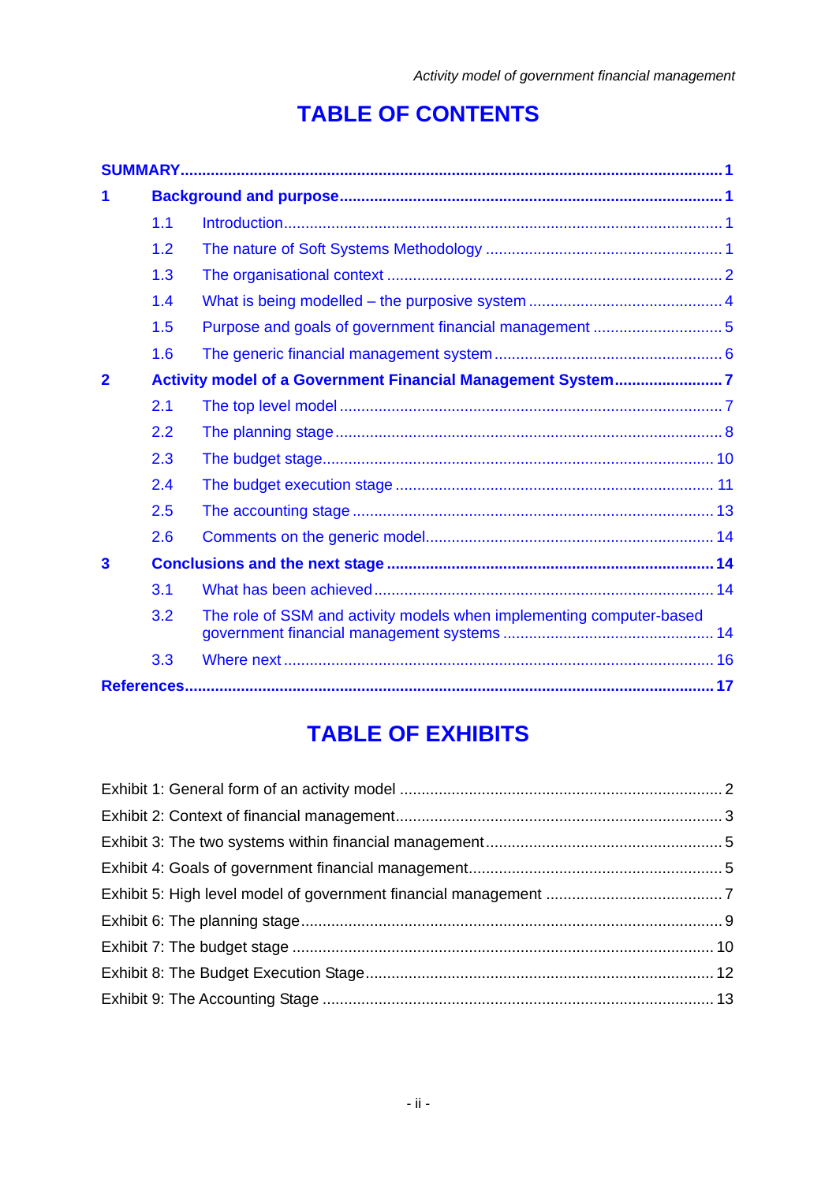# TABLE OF CONTENTS

**SUMMARY** ..... **1**

**1 Background and purpose** ..... **1**

- 1.1 Introduction ..... 1
- 1.2 The nature of Soft Systems Methodology ..... 1
- 1.3 The organisational context ..... 2
- 1.4 What is being modelled – the purposive system ..... 4
- 1.5 Purpose and goals of government financial management ..... 5
- 1.6 The generic financial management system ..... 6

**2 Activity model of a Government Financial Management System** ..... **7**

- 2.1 The top level model ..... 7
- 2.2 The planning stage ..... 8
- 2.3 The budget stage ..... 10
- 2.4 The budget execution stage ..... 11
- 2.5 The accounting stage ..... 13
- 2.6 Comments on the generic model ..... 14

**3 Conclusions and the next stage** ..... **14**

- 3.1 What has been achieved ..... 14
- 3.2 The role of SSM and activity models when implementing computer-based government financial management systems ..... 14
- 3.3 Where next ..... 16

**References** ..... **17**

# TABLE OF EXHIBITS

Exhibit 1: General form of an activity model ..... 2
Exhibit 2: Context of financial management ..... 3
Exhibit 3: The two systems within financial management ..... 5
Exhibit 4: Goals of government financial management ..... 5
Exhibit 5: High level model of government financial management ..... 7
Exhibit 6: The planning stage ..... 9
Exhibit 7: The budget stage ..... 10
Exhibit 8: The Budget Execution Stage ..... 12
Exhibit 9: The Accounting Stage ..... 13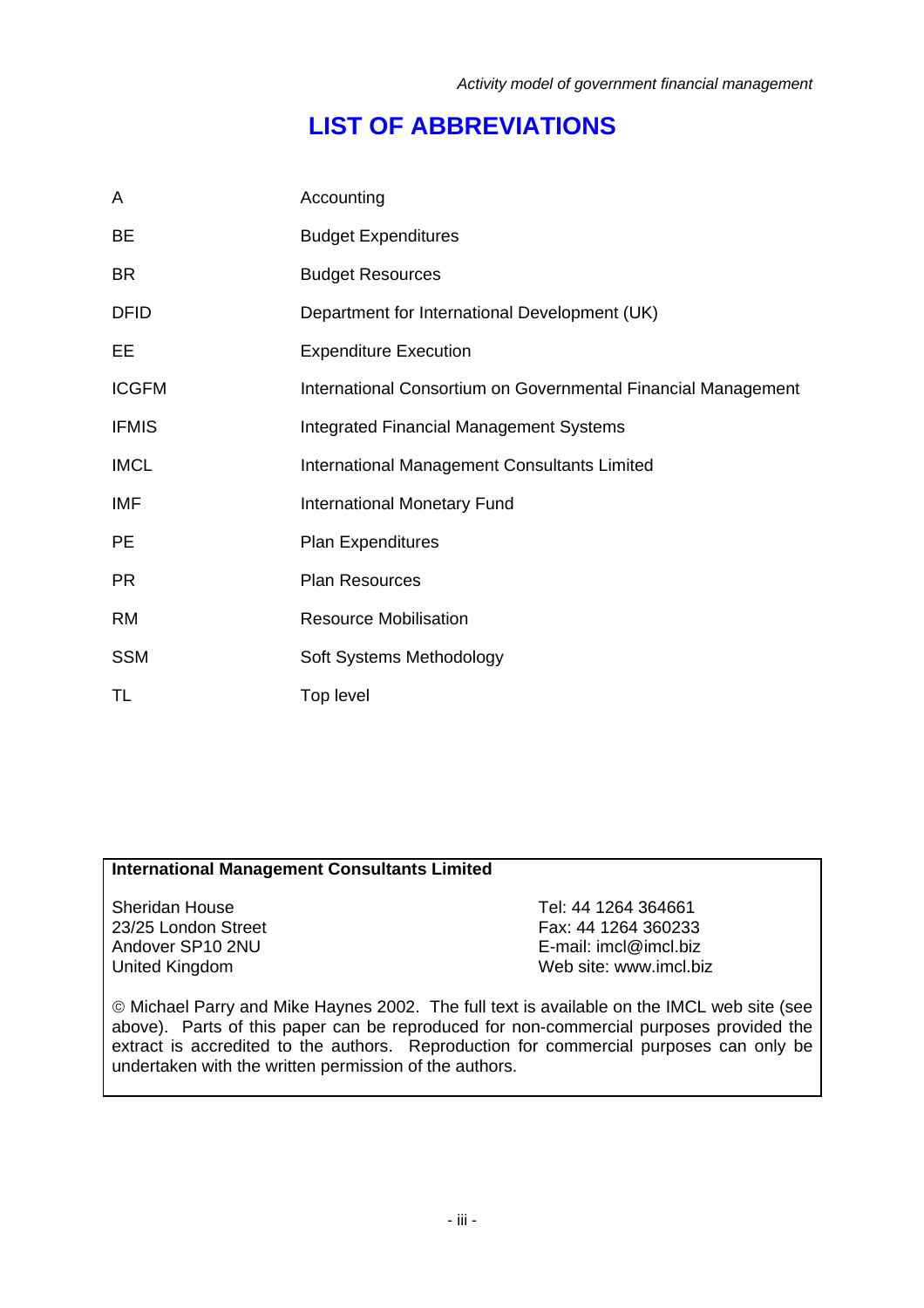# LIST OF ABBREVIATIONS

| | |
|---|---|
| A | Accounting |
| BE | Budget Expenditures |
| BR | Budget Resources |
| DFID | Department for International Development (UK) |
| EE | Expenditure Execution |
| ICGFM | International Consortium on Governmental Financial Management |
| IFMIS | Integrated Financial Management Systems |
| IMCL | International Management Consultants Limited |
| IMF | International Monetary Fund |
| PE | Plan Expenditures |
| PR | Plan Resources |
| RM | Resource Mobilisation |
| SSM | Soft Systems Methodology |
| TL | Top level |

**International Management Consultants Limited**

Sheridan House
23/25 London Street
Andover SP10 2NU
United Kingdom

Tel: 44 1264 364661
Fax: 44 1264 360233
E-mail: imcl@imcl.biz
Web site: www.imcl.biz

© Michael Parry and Mike Haynes 2002. The full text is available on the IMCL web site (see above). Parts of this paper can be reproduced for non-commercial purposes provided the extract is accredited to the authors. Reproduction for commercial purposes can only be undertaken with the written permission of the authors.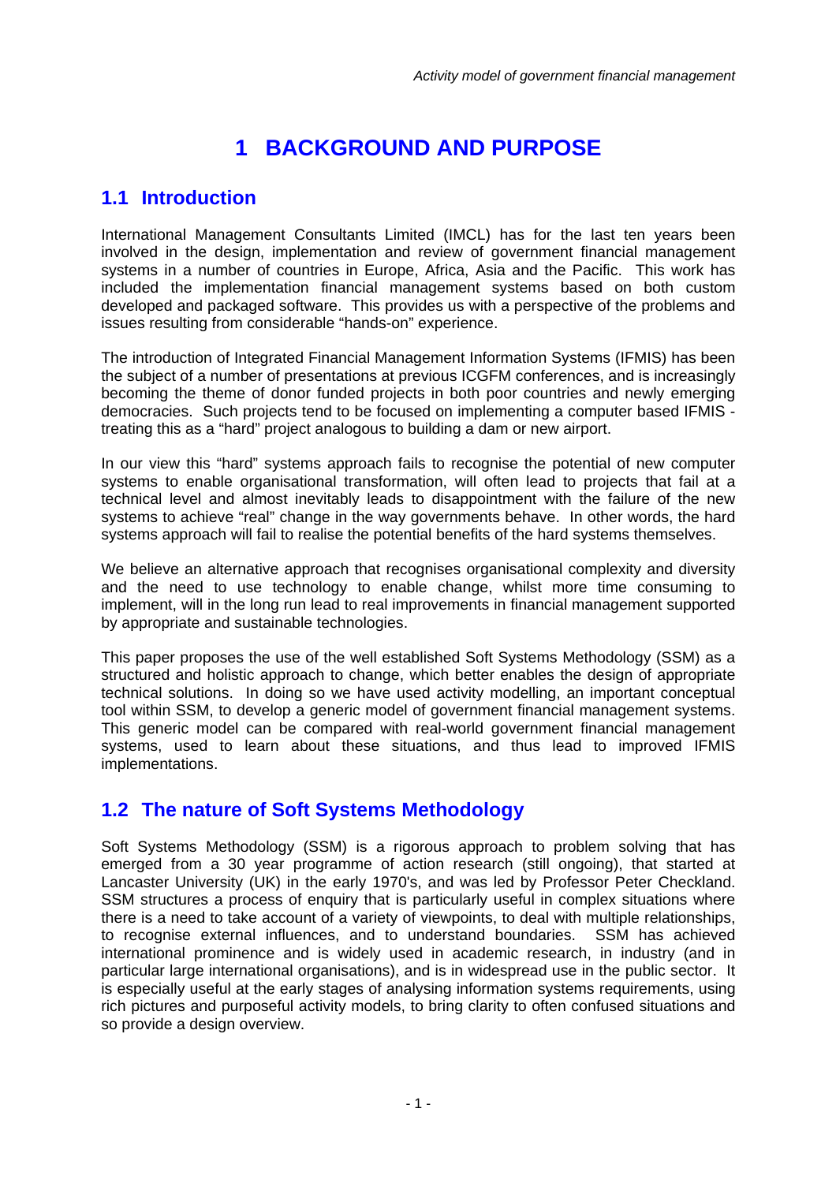# 1 BACKGROUND AND PURPOSE

## 1.1 Introduction

International Management Consultants Limited (IMCL) has for the last ten years been involved in the design, implementation and review of government financial management systems in a number of countries in Europe, Africa, Asia and the Pacific. This work has included the implementation financial management systems based on both custom developed and packaged software. This provides us with a perspective of the problems and issues resulting from considerable "hands-on" experience.

The introduction of Integrated Financial Management Information Systems (IFMIS) has been the subject of a number of presentations at previous ICGFM conferences, and is increasingly becoming the theme of donor funded projects in both poor countries and newly emerging democracies. Such projects tend to be focused on implementing a computer based IFMIS - treating this as a "hard" project analogous to building a dam or new airport.

In our view this "hard" systems approach fails to recognise the potential of new computer systems to enable organisational transformation, will often lead to projects that fail at a technical level and almost inevitably leads to disappointment with the failure of the new systems to achieve "real" change in the way governments behave. In other words, the hard systems approach will fail to realise the potential benefits of the hard systems themselves.

We believe an alternative approach that recognises organisational complexity and diversity and the need to use technology to enable change, whilst more time consuming to implement, will in the long run lead to real improvements in financial management supported by appropriate and sustainable technologies.

This paper proposes the use of the well established Soft Systems Methodology (SSM) as a structured and holistic approach to change, which better enables the design of appropriate technical solutions. In doing so we have used activity modelling, an important conceptual tool within SSM, to develop a generic model of government financial management systems. This generic model can be compared with real-world government financial management systems, used to learn about these situations, and thus lead to improved IFMIS implementations.

## 1.2 The nature of Soft Systems Methodology

Soft Systems Methodology (SSM) is a rigorous approach to problem solving that has emerged from a 30 year programme of action research (still ongoing), that started at Lancaster University (UK) in the early 1970's, and was led by Professor Peter Checkland. SSM structures a process of enquiry that is particularly useful in complex situations where there is a need to take account of a variety of viewpoints, to deal with multiple relationships, to recognise external influences, and to understand boundaries. SSM has achieved international prominence and is widely used in academic research, in industry (and in particular large international organisations), and is in widespread use in the public sector. It is especially useful at the early stages of analysing information systems requirements, using rich pictures and purposeful activity models, to bring clarity to often confused situations and so provide a design overview.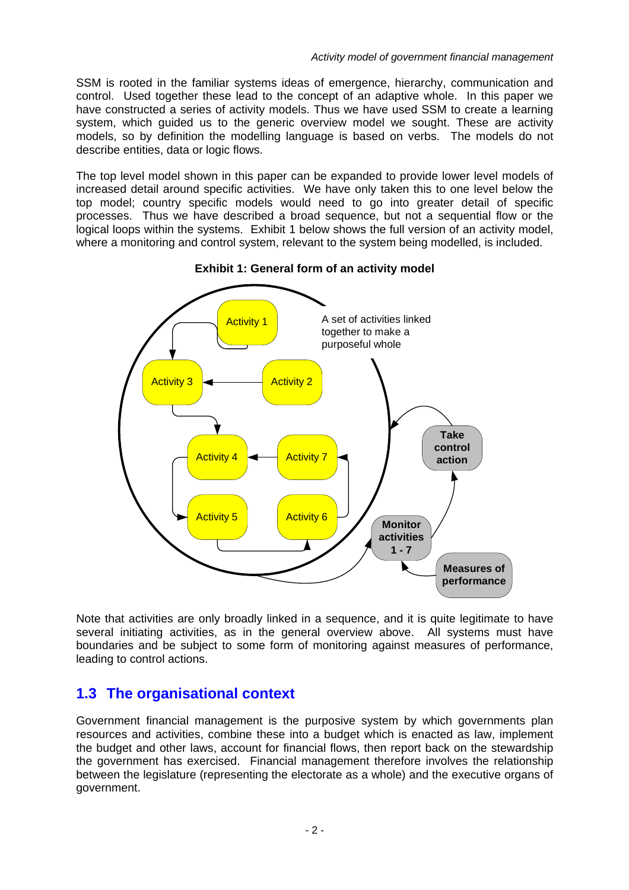SSM is rooted in the familiar systems ideas of emergence, hierarchy, communication and control. Used together these lead to the concept of an adaptive whole. In this paper we have constructed a series of activity models. Thus we have used SSM to create a learning system, which guided us to the generic overview model we sought. These are activity models, so by definition the modelling language is based on verbs. The models do not describe entities, data or logic flows.

The top level model shown in this paper can be expanded to provide lower level models of increased detail around specific activities. We have only taken this to one level below the top model; country specific models would need to go into greater detail of specific processes. Thus we have described a broad sequence, but not a sequential flow or the logical loops within the systems. Exhibit 1 below shows the full version of an activity model, where a monitoring and control system, relevant to the system being modelled, is included.

**Exhibit 1: General form of an activity model**

Note that activities are only broadly linked in a sequence, and it is quite legitimate to have several initiating activities, as in the general overview above. All systems must have boundaries and be subject to some form of monitoring against measures of performance, leading to control actions.

## 1.3 The organisational context

Government financial management is the purposive system by which governments plan resources and activities, combine these into a budget which is enacted as law, implement the budget and other laws, account for financial flows, then report back on the stewardship the government has exercised. Financial management therefore involves the relationship between the legislature (representing the electorate as a whole) and the executive organs of government.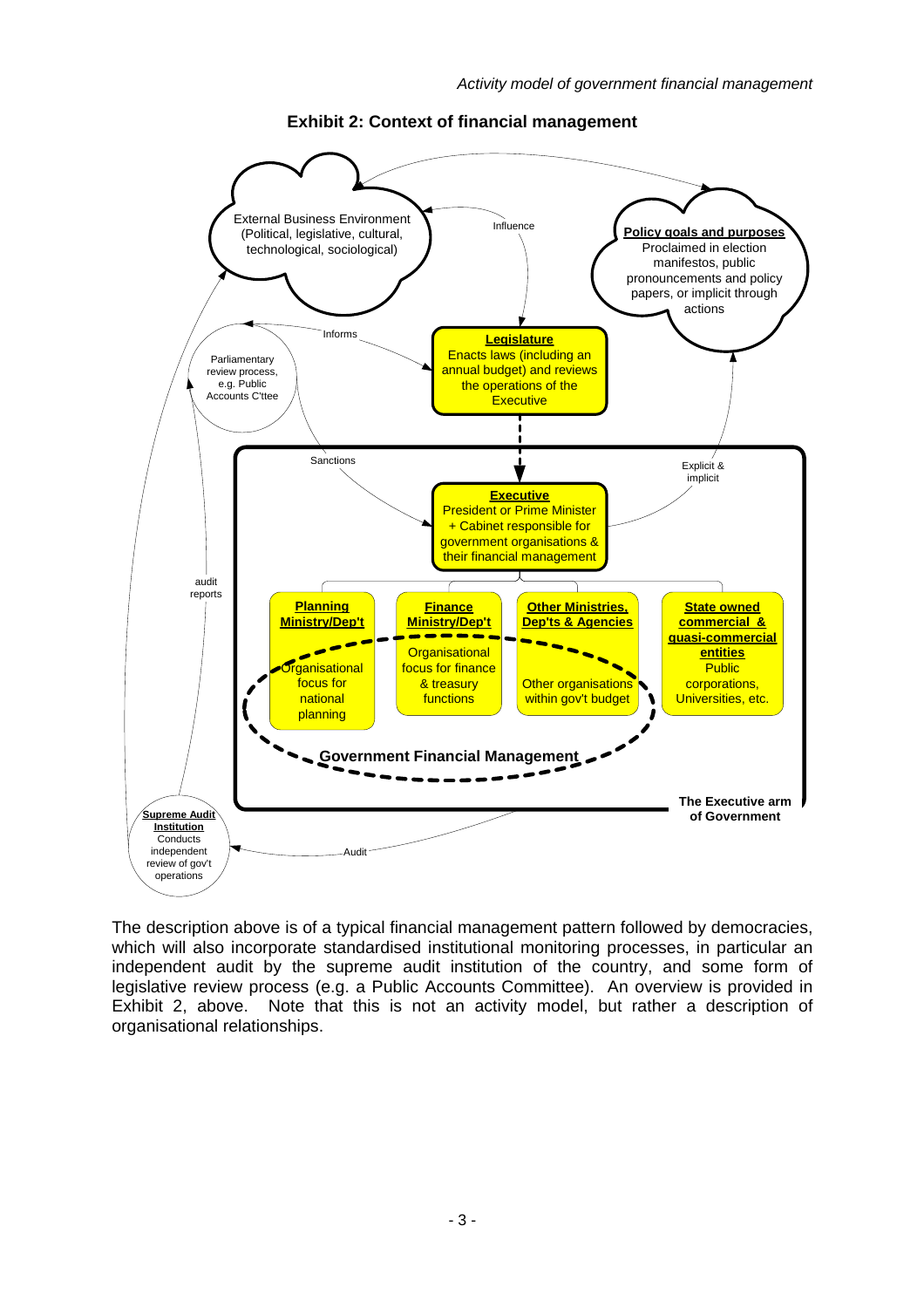## Exhibit 2: Context of financial management

External Business Environment (Political, legislative, cultural, technological, sociological)

**Policy goals and purposes**
Proclaimed in election manifestos, public pronouncements and policy papers, or implicit through actions

Influence

**Legislature**
Enacts laws (including an annual budget) and reviews the operations of the Executive

Informs

Parliamentary review process, e.g. Public Accounts C'ttee

Sanctions

Explicit & implicit

**Executive**
President or Prime Minister + Cabinet responsible for government organisations & their financial management

audit reports

**Planning Ministry/Dep't**
Organisational focus for national planning

**Finance Ministry/Dep't**
Organisational focus for finance & treasury functions

**Other Ministries, Dep'ts & Agencies**
Other organisations within gov't budget

**State owned commercial & quasi-commercial entities**
Public corporations, Universities, etc.

**Government Financial Management**

**The Executive arm of Government**

Audit

**Supreme Audit Institution**
Conducts independent review of gov't operations

The description above is of a typical financial management pattern followed by democracies, which will also incorporate standardised institutional monitoring processes, in particular an independent audit by the supreme audit institution of the country, and some form of legislative review process (e.g. a Public Accounts Committee). An overview is provided in Exhibit 2, above. Note that this is not an activity model, but rather a description of organisational relationships.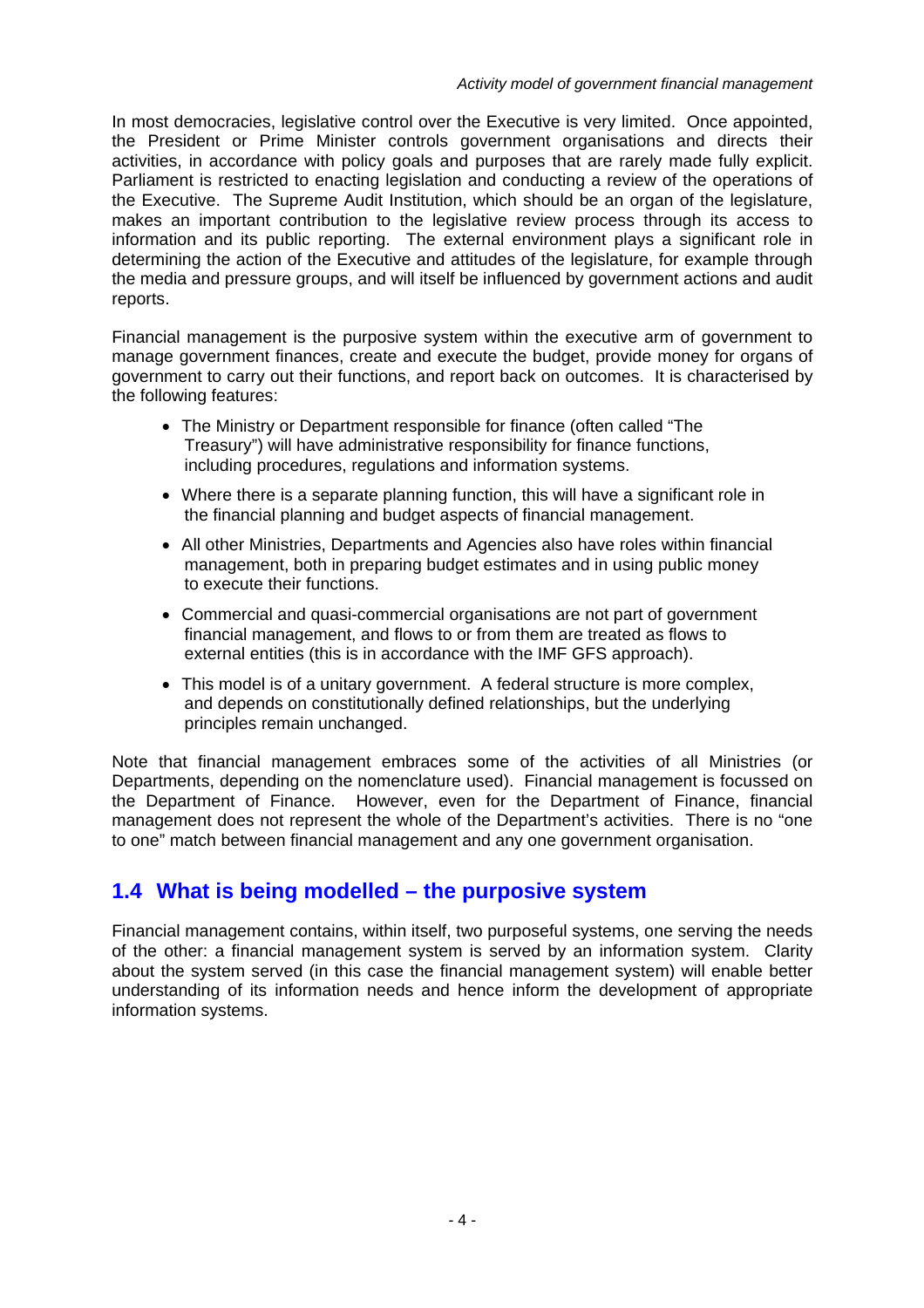In most democracies, legislative control over the Executive is very limited. Once appointed, the President or Prime Minister controls government organisations and directs their activities, in accordance with policy goals and purposes that are rarely made fully explicit. Parliament is restricted to enacting legislation and conducting a review of the operations of the Executive. The Supreme Audit Institution, which should be an organ of the legislature, makes an important contribution to the legislative review process through its access to information and its public reporting. The external environment plays a significant role in determining the action of the Executive and attitudes of the legislature, for example through the media and pressure groups, and will itself be influenced by government actions and audit reports.

Financial management is the purposive system within the executive arm of government to manage government finances, create and execute the budget, provide money for organs of government to carry out their functions, and report back on outcomes. It is characterised by the following features:

- The Ministry or Department responsible for finance (often called "The Treasury") will have administrative responsibility for finance functions, including procedures, regulations and information systems.
- Where there is a separate planning function, this will have a significant role in the financial planning and budget aspects of financial management.
- All other Ministries, Departments and Agencies also have roles within financial management, both in preparing budget estimates and in using public money to execute their functions.
- Commercial and quasi-commercial organisations are not part of government financial management, and flows to or from them are treated as flows to external entities (this is in accordance with the IMF GFS approach).
- This model is of a unitary government. A federal structure is more complex, and depends on constitutionally defined relationships, but the underlying principles remain unchanged.

Note that financial management embraces some of the activities of all Ministries (or Departments, depending on the nomenclature used). Financial management is focussed on the Department of Finance. However, even for the Department of Finance, financial management does not represent the whole of the Department's activities. There is no "one to one" match between financial management and any one government organisation.

## 1.4 What is being modelled – the purposive system

Financial management contains, within itself, two purposeful systems, one serving the needs of the other: a financial management system is served by an information system. Clarity about the system served (in this case the financial management system) will enable better understanding of its information needs and hence inform the development of appropriate information systems.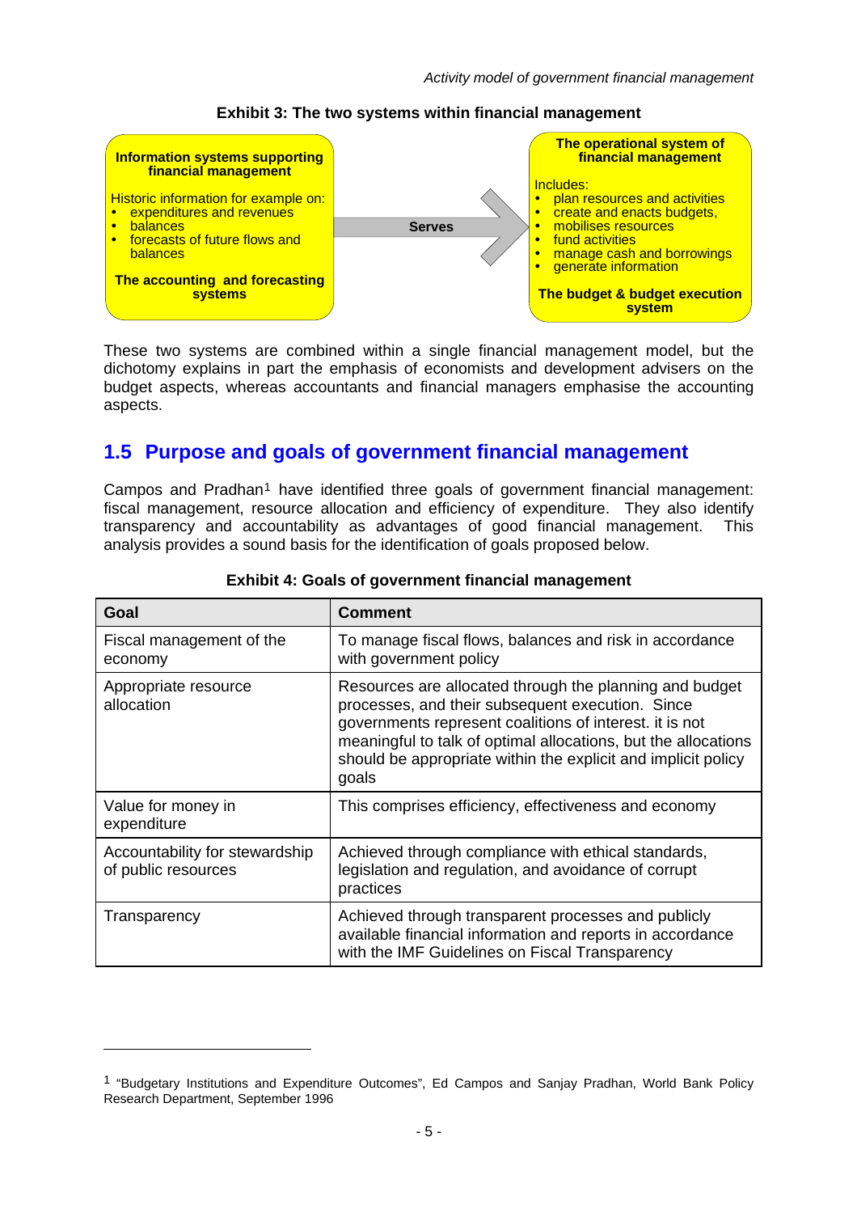**Exhibit 3: The two systems within financial management**

**Information systems supporting financial management**

Historic information for example on:

- expenditures and revenues
- balances
- forecasts of future flows and balances

**The accounting and forecasting systems**

**Serves**

**The operational system of financial management**

Includes:

- plan resources and activities
- create and enacts budgets,
- mobilises resources
- fund activities
- manage cash and borrowings
- generate information

**The budget & budget execution system**

These two systems are combined within a single financial management model, but the dichotomy explains in part the emphasis of economists and development advisers on the budget aspects, whereas accountants and financial managers emphasise the accounting aspects.

## 1.5 Purpose and goals of government financial management

Campos and Pradhan[1] have identified three goals of government financial management: fiscal management, resource allocation and efficiency of expenditure. They also identify transparency and accountability as advantages of good financial management. This analysis provides a sound basis for the identification of goals proposed below.

**Exhibit 4: Goals of government financial management**

| Goal | Comment |
|---|---|
| Fiscal management of the economy | To manage fiscal flows, balances and risk in accordance with government policy |
| Appropriate resource allocation | Resources are allocated through the planning and budget processes, and their subsequent execution. Since governments represent coalitions of interest. it is not meaningful to talk of optimal allocations, but the allocations should be appropriate within the explicit and implicit policy goals |
| Value for money in expenditure | This comprises efficiency, effectiveness and economy |
| Accountability for stewardship of public resources | Achieved through compliance with ethical standards, legislation and regulation, and avoidance of corrupt practices |
| Transparency | Achieved through transparent processes and publicly available financial information and reports in accordance with the IMF Guidelines on Fiscal Transparency |

[1] "Budgetary Institutions and Expenditure Outcomes", Ed Campos and Sanjay Pradhan, World Bank Policy Research Department, September 1996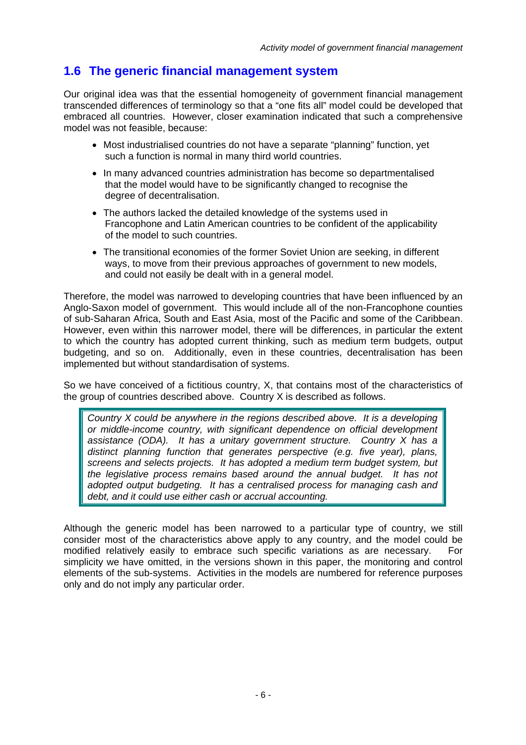## 1.6 The generic financial management system

Our original idea was that the essential homogeneity of government financial management transcended differences of terminology so that a "one fits all" model could be developed that embraced all countries. However, closer examination indicated that such a comprehensive model was not feasible, because:

- Most industrialised countries do not have a separate "planning" function, yet such a function is normal in many third world countries.
- In many advanced countries administration has become so departmentalised that the model would have to be significantly changed to recognise the degree of decentralisation.
- The authors lacked the detailed knowledge of the systems used in Francophone and Latin American countries to be confident of the applicability of the model to such countries.
- The transitional economies of the former Soviet Union are seeking, in different ways, to move from their previous approaches of government to new models, and could not easily be dealt with in a general model.

Therefore, the model was narrowed to developing countries that have been influenced by an Anglo-Saxon model of government. This would include all of the non-Francophone counties of sub-Saharan Africa, South and East Asia, most of the Pacific and some of the Caribbean. However, even within this narrower model, there will be differences, in particular the extent to which the country has adopted current thinking, such as medium term budgets, output budgeting, and so on. Additionally, even in these countries, decentralisation has been implemented but without standardisation of systems.

So we have conceived of a fictitious country, X, that contains most of the characteristics of the group of countries described above. Country X is described as follows.

> *Country X could be anywhere in the regions described above. It is a developing or middle-income country, with significant dependence on official development assistance (ODA). It has a unitary government structure. Country X has a distinct planning function that generates perspective (e.g. five year), plans, screens and selects projects. It has adopted a medium term budget system, but the legislative process remains based around the annual budget. It has not adopted output budgeting. It has a centralised process for managing cash and debt, and it could use either cash or accrual accounting.*

Although the generic model has been narrowed to a particular type of country, we still consider most of the characteristics above apply to any country, and the model could be modified relatively easily to embrace such specific variations as are necessary. For simplicity we have omitted, in the versions shown in this paper, the monitoring and control elements of the sub-systems. Activities in the models are numbered for reference purposes only and do not imply any particular order.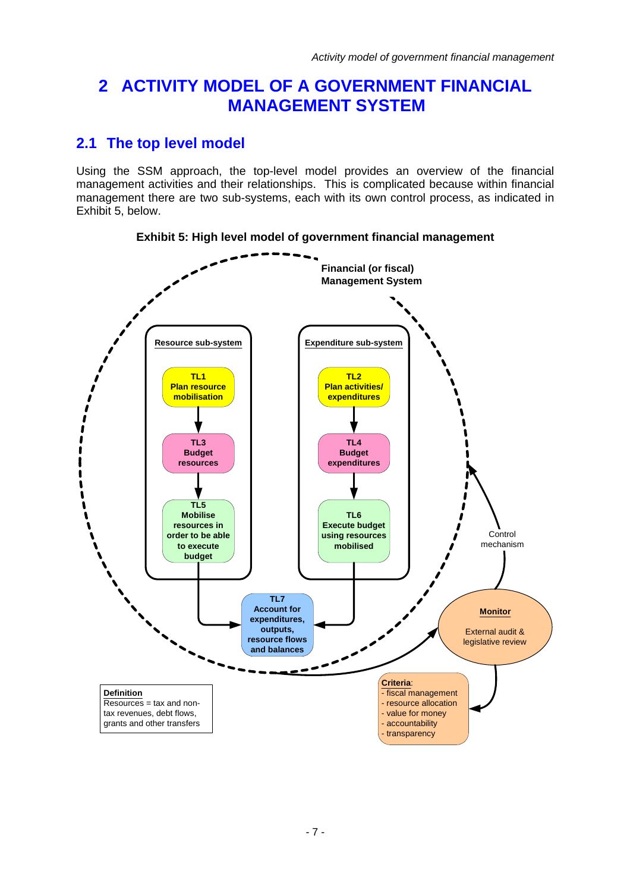# 2 ACTIVITY MODEL OF A GOVERNMENT FINANCIAL MANAGEMENT SYSTEM

## 2.1 The top level model

Using the SSM approach, the top-level model provides an overview of the financial management activities and their relationships. This is complicated because within financial management there are two sub-systems, each with its own control process, as indicated in Exhibit 5, below.

**Exhibit 5: High level model of government financial management**

**Financial (or fiscal) Management System**

**Resource sub-system**

- **TL1 Plan resource mobilisation**
- **TL3 Budget resources**
- **TL5 Mobilise resources in order to be able to execute budget**

**Expenditure sub-system**

- **TL2 Plan activities/ expenditures**
- **TL4 Budget expenditures**
- **TL6 Execute budget using resources mobilised**

**TL7 Account for expenditures, outputs, resource flows and balances**

Control mechanism

**Monitor**

External audit & legislative review

**Criteria**:
- fiscal management
- resource allocation
- value for money
- accountability
- transparency

**Definition**
Resources = tax and non-tax revenues, debt flows, grants and other transfers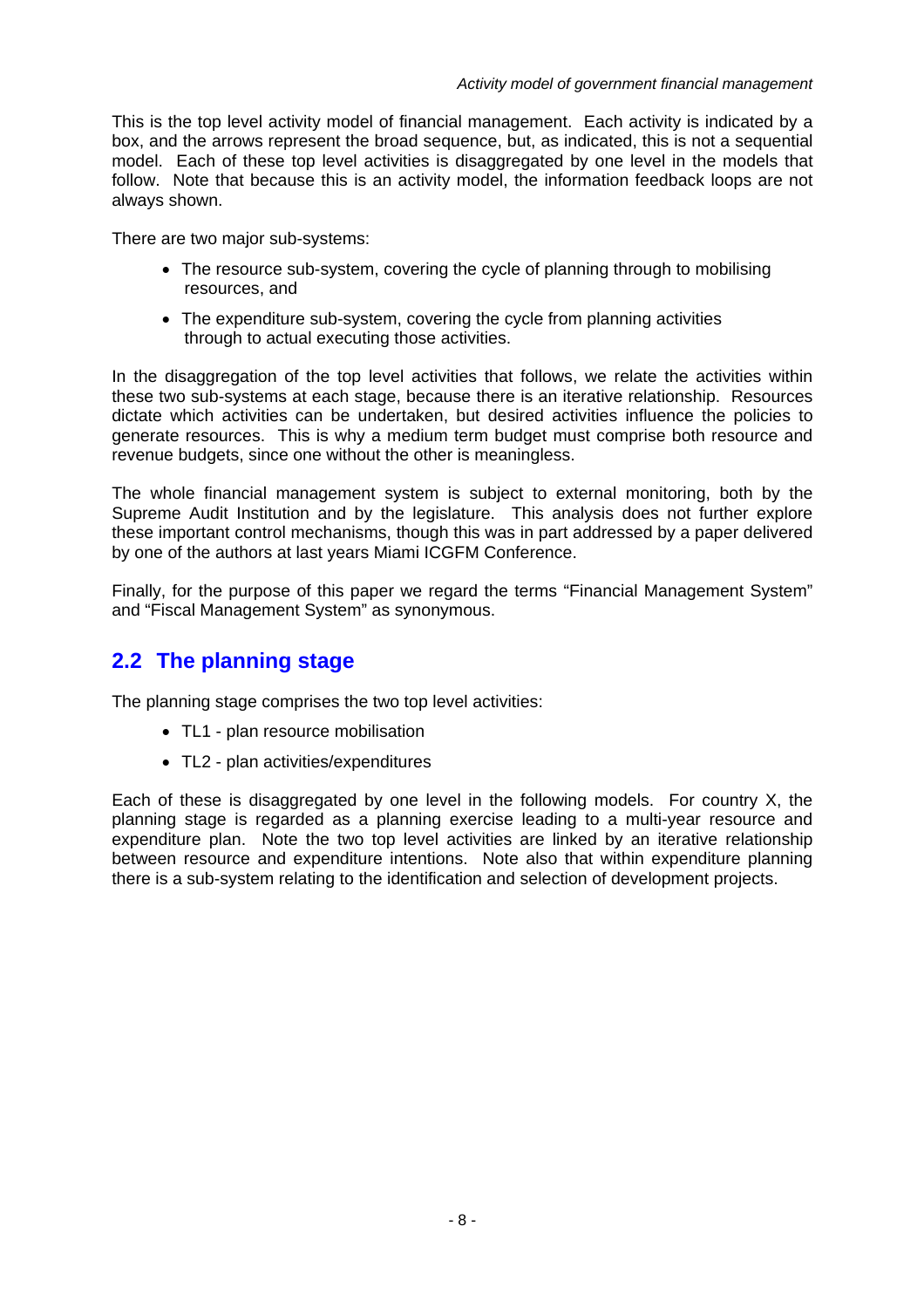This is the top level activity model of financial management. Each activity is indicated by a box, and the arrows represent the broad sequence, but, as indicated, this is not a sequential model. Each of these top level activities is disaggregated by one level in the models that follow. Note that because this is an activity model, the information feedback loops are not always shown.

There are two major sub-systems:

- The resource sub-system, covering the cycle of planning through to mobilising resources, and
- The expenditure sub-system, covering the cycle from planning activities through to actual executing those activities.

In the disaggregation of the top level activities that follows, we relate the activities within these two sub-systems at each stage, because there is an iterative relationship. Resources dictate which activities can be undertaken, but desired activities influence the policies to generate resources. This is why a medium term budget must comprise both resource and revenue budgets, since one without the other is meaningless.

The whole financial management system is subject to external monitoring, both by the Supreme Audit Institution and by the legislature. This analysis does not further explore these important control mechanisms, though this was in part addressed by a paper delivered by one of the authors at last years Miami ICGFM Conference.

Finally, for the purpose of this paper we regard the terms “Financial Management System” and “Fiscal Management System” as synonymous.

## 2.2 The planning stage

The planning stage comprises the two top level activities:

- TL1 - plan resource mobilisation
- TL2 - plan activities/expenditures

Each of these is disaggregated by one level in the following models. For country X, the planning stage is regarded as a planning exercise leading to a multi-year resource and expenditure plan. Note the two top level activities are linked by an iterative relationship between resource and expenditure intentions. Note also that within expenditure planning there is a sub-system relating to the identification and selection of development projects.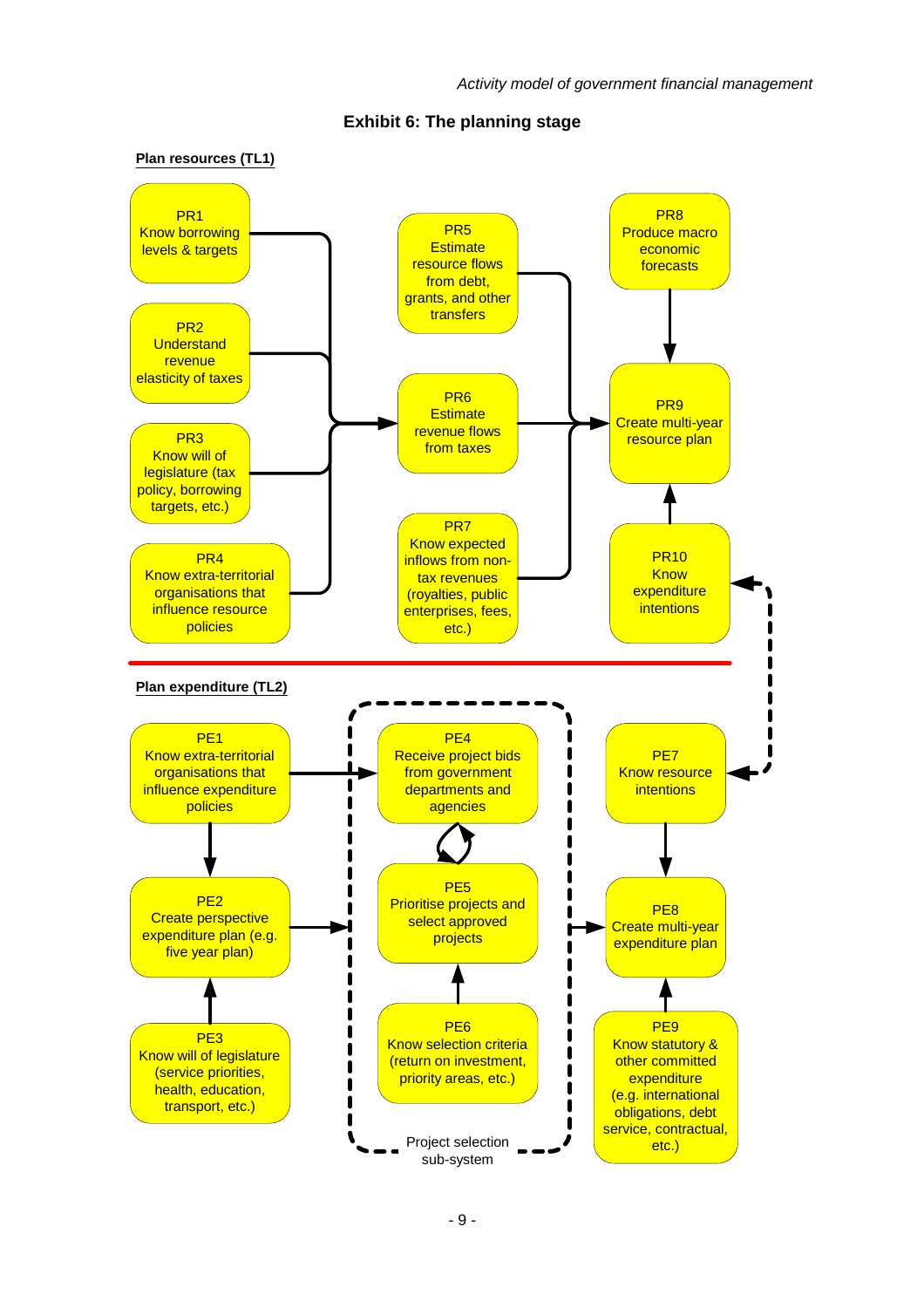## Exhibit 6: The planning stage

**Plan resources (TL1)**

PR1
Know borrowing levels & targets

PR2
Understand revenue elasticity of taxes

PR3
Know will of legislature (tax policy, borrowing targets, etc.)

PR4
Know extra-territorial organisations that influence resource policies

PR5
Estimate resource flows from debt, grants, and other transfers

PR6
Estimate revenue flows from taxes

PR7
Know expected inflows from non-tax revenues (royalties, public enterprises, fees, etc.)

PR8
Produce macro economic forecasts

PR9
Create multi-year resource plan

PR10
Know expenditure intentions

**Plan expenditure (TL2)**

PE1
Know extra-territorial organisations that influence expenditure policies

PE2
Create perspective expenditure plan (e.g. five year plan)

PE3
Know will of legislature (service priorities, health, education, transport, etc.)

PE4
Receive project bids from government departments and agencies

PE5
Prioritise projects and select approved projects

PE6
Know selection criteria (return on investment, priority areas, etc.)

Project selection sub-system

PE7
Know resource intentions

PE8
Create multi-year expenditure plan

PE9
Know statutory & other committed expenditure (e.g. international obligations, debt service, contractual, etc.)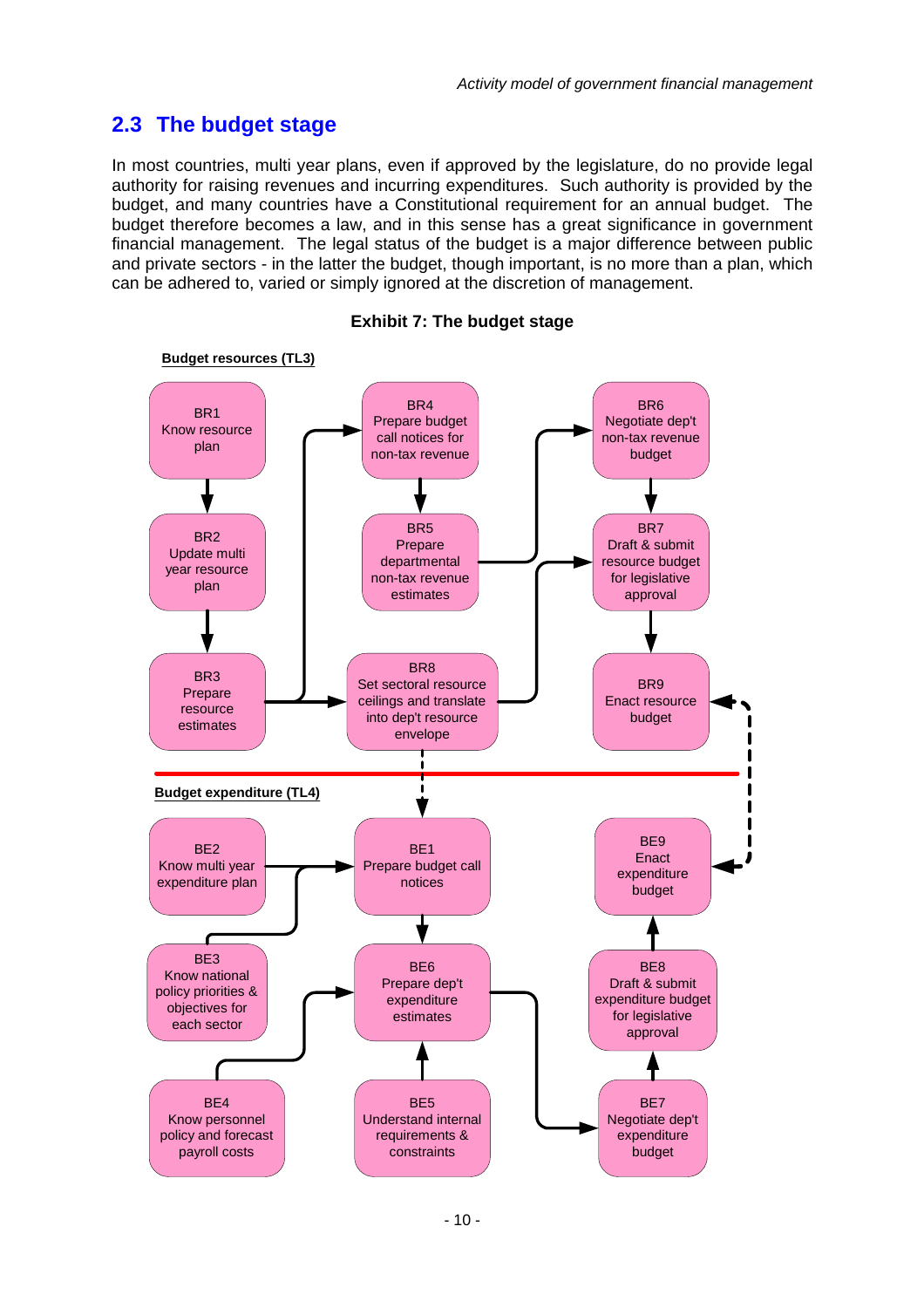## 2.3 The budget stage

In most countries, multi year plans, even if approved by the legislature, do no provide legal authority for raising revenues and incurring expenditures. Such authority is provided by the budget, and many countries have a Constitutional requirement for an annual budget. The budget therefore becomes a law, and in this sense has a great significance in government financial management. The legal status of the budget is a major difference between public and private sectors - in the latter the budget, though important, is no more than a plan, which can be adhered to, varied or simply ignored at the discretion of management.

**Exhibit 7: The budget stage**

**Budget resources (TL3)**

BR1 Know resource plan

BR2 Update multi year resource plan

BR3 Prepare resource estimates

BR4 Prepare budget call notices for non-tax revenue

BR5 Prepare departmental non-tax revenue estimates

BR6 Negotiate dep't non-tax revenue budget

BR7 Draft & submit resource budget for legislative approval

BR8 Set sectoral resource ceilings and translate into dep't resource envelope

BR9 Enact resource budget

**Budget expenditure (TL4)**

BE1 Prepare budget call notices

BE2 Know multi year expenditure plan

BE3 Know national policy priorities & objectives for each sector

BE4 Know personnel policy and forecast payroll costs

BE5 Understand internal requirements & constraints

BE6 Prepare dep't expenditure estimates

BE7 Negotiate dep't expenditure budget

BE8 Draft & submit expenditure budget for legislative approval

BE9 Enact expenditure budget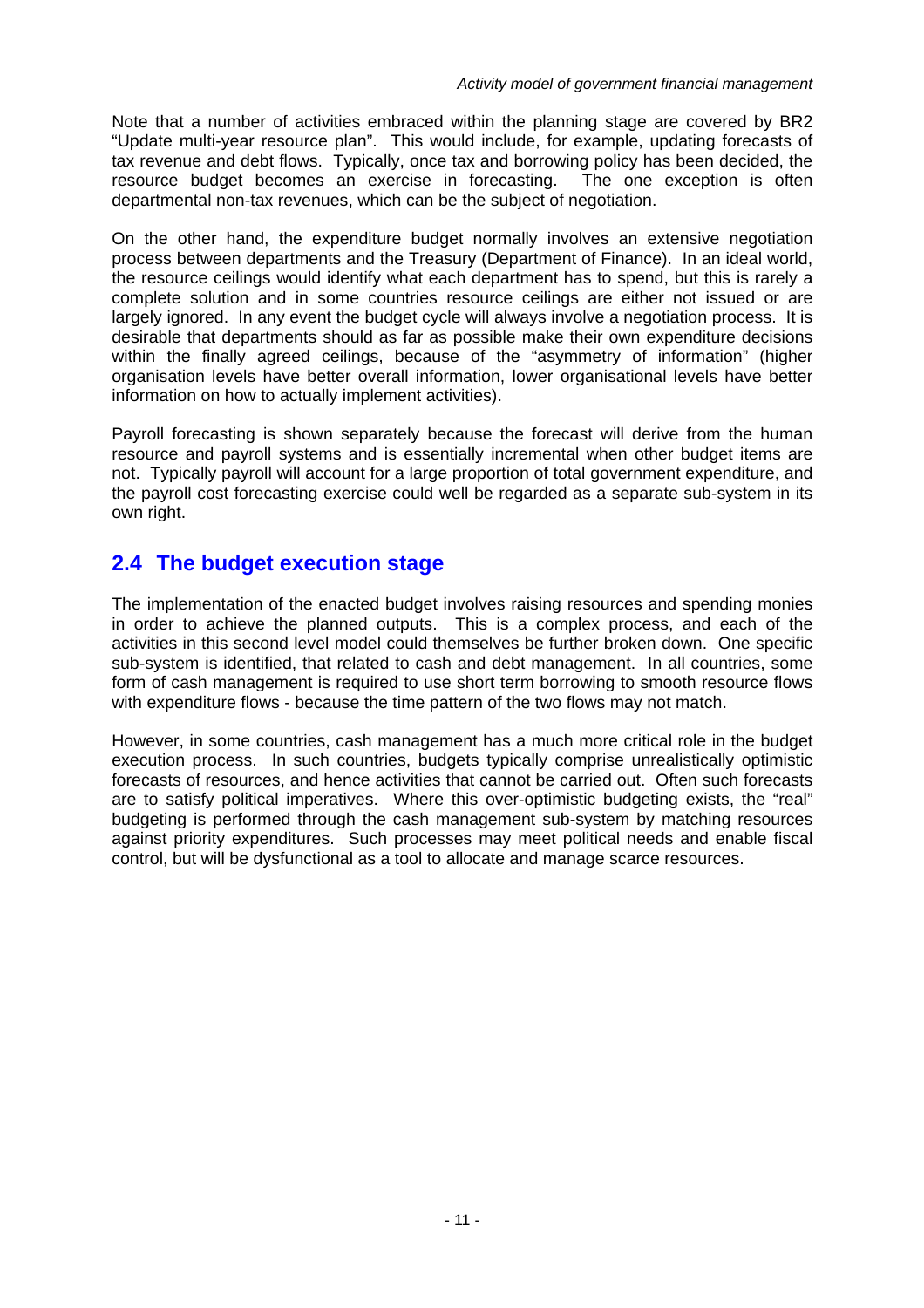Note that a number of activities embraced within the planning stage are covered by BR2 "Update multi-year resource plan". This would include, for example, updating forecasts of tax revenue and debt flows. Typically, once tax and borrowing policy has been decided, the resource budget becomes an exercise in forecasting. The one exception is often departmental non-tax revenues, which can be the subject of negotiation.

On the other hand, the expenditure budget normally involves an extensive negotiation process between departments and the Treasury (Department of Finance). In an ideal world, the resource ceilings would identify what each department has to spend, but this is rarely a complete solution and in some countries resource ceilings are either not issued or are largely ignored. In any event the budget cycle will always involve a negotiation process. It is desirable that departments should as far as possible make their own expenditure decisions within the finally agreed ceilings, because of the "asymmetry of information" (higher organisation levels have better overall information, lower organisational levels have better information on how to actually implement activities).

Payroll forecasting is shown separately because the forecast will derive from the human resource and payroll systems and is essentially incremental when other budget items are not. Typically payroll will account for a large proportion of total government expenditure, and the payroll cost forecasting exercise could well be regarded as a separate sub-system in its own right.

## 2.4 The budget execution stage

The implementation of the enacted budget involves raising resources and spending monies in order to achieve the planned outputs. This is a complex process, and each of the activities in this second level model could themselves be further broken down. One specific sub-system is identified, that related to cash and debt management. In all countries, some form of cash management is required to use short term borrowing to smooth resource flows with expenditure flows - because the time pattern of the two flows may not match.

However, in some countries, cash management has a much more critical role in the budget execution process. In such countries, budgets typically comprise unrealistically optimistic forecasts of resources, and hence activities that cannot be carried out. Often such forecasts are to satisfy political imperatives. Where this over-optimistic budgeting exists, the "real" budgeting is performed through the cash management sub-system by matching resources against priority expenditures. Such processes may meet political needs and enable fiscal control, but will be dysfunctional as a tool to allocate and manage scarce resources.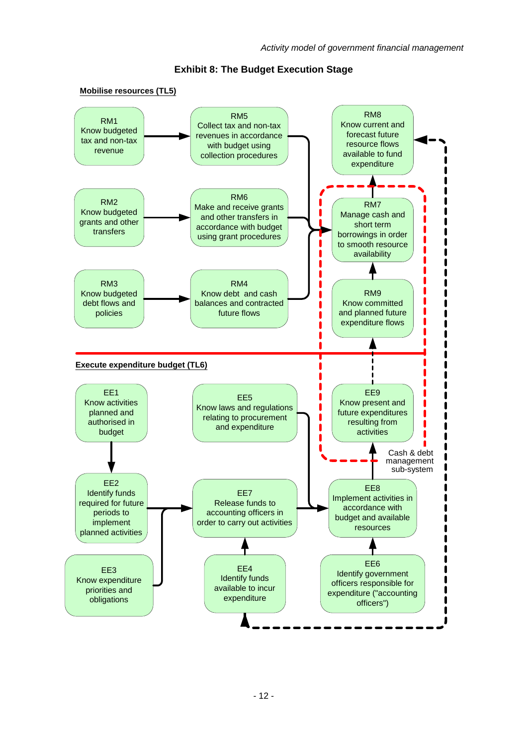## Exhibit 8: The Budget Execution Stage

**Mobilise resources (TL5)**

RM1
Know budgeted tax and non-tax revenue

RM5
Collect tax and non-tax revenues in accordance with budget using collection procedures

RM8
Know current and forecast future resource flows available to fund expenditure

RM2
Know budgeted grants and other transfers

RM6
Make and receive grants and other transfers in accordance with budget using grant procedures

RM7
Manage cash and short term borrowings in order to smooth resource availability

RM3
Know budgeted debt flows and policies

RM4
Know debt and cash balances and contracted future flows

RM9
Know committed and planned future expenditure flows

**Execute expenditure budget (TL6)**

EE1
Know activities planned and authorised in budget

EE5
Know laws and regulations relating to procurement and expenditure

EE9
Know present and future expenditures resulting from activities

Cash & debt management sub-system

EE2
Identify funds required for future periods to implement planned activities

EE7
Release funds to accounting officers in order to carry out activities

EE8
Implement activities in accordance with budget and available resources

EE3
Know expenditure priorities and obligations

EE4
Identify funds available to incur expenditure

EE6
Identify government officers responsible for expenditure ("accounting officers")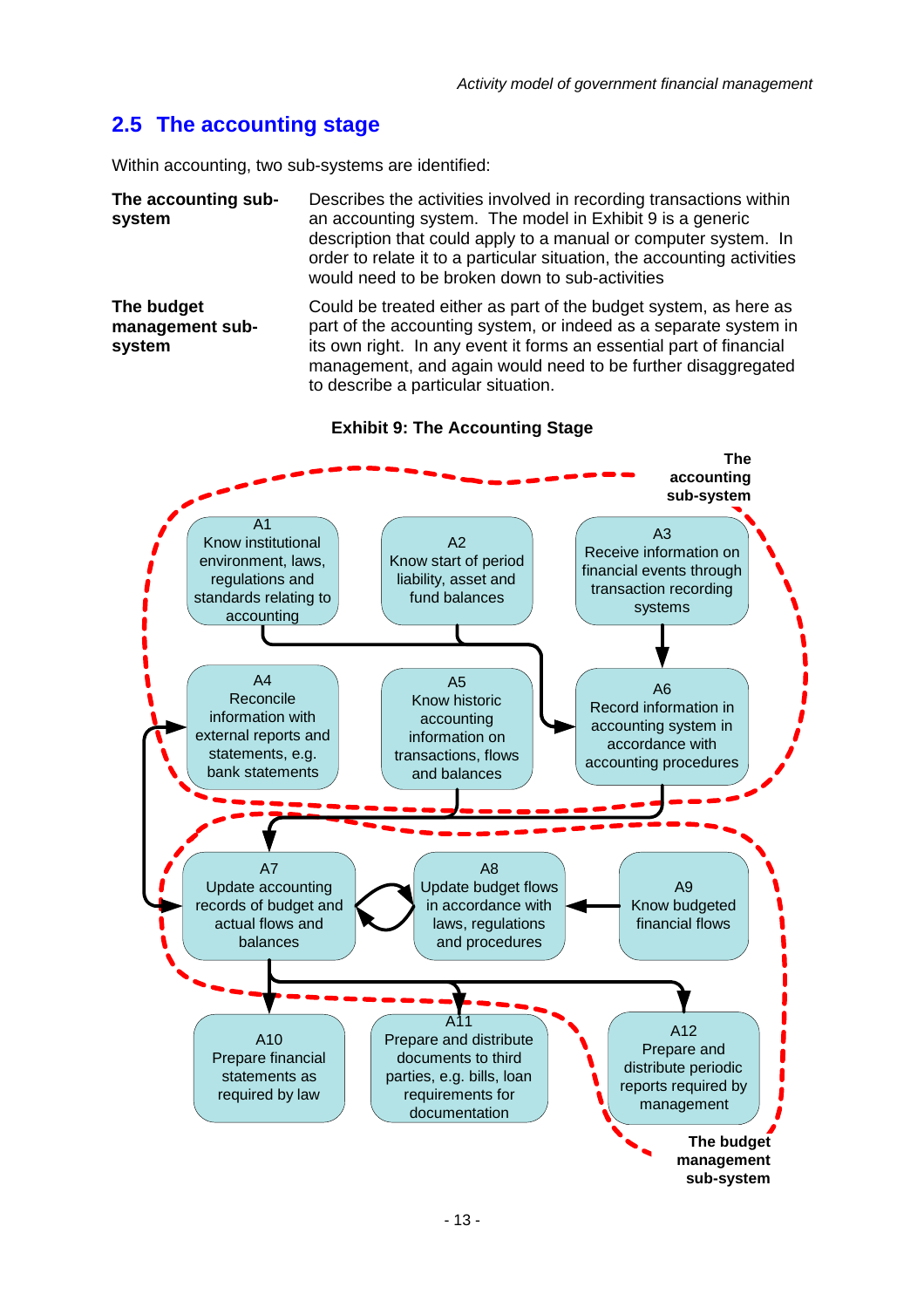## 2.5 The accounting stage

Within accounting, two sub-systems are identified:

**The accounting sub-system**
Describes the activities involved in recording transactions within an accounting system. The model in Exhibit 9 is a generic description that could apply to a manual or computer system. In order to relate it to a particular situation, the accounting activities would need to be broken down to sub-activities

**The budget management sub-system**
Could be treated either as part of the budget system, as here as part of the accounting system, or indeed as a separate system in its own right. In any event it forms an essential part of financial management, and again would need to be further disaggregated to describe a particular situation.

**Exhibit 9: The Accounting Stage**

**The accounting sub-system**

- A1 Know institutional environment, laws, regulations and standards relating to accounting
- A2 Know start of period liability, asset and fund balances
- A3 Receive information on financial events through transaction recording systems
- A4 Reconcile information with external reports and statements, e.g. bank statements
- A5 Know historic accounting information on transactions, flows and balances
- A6 Record information in accounting system in accordance with accounting procedures

**The budget management sub-system**

- A7 Update accounting records of budget and actual flows and balances
- A8 Update budget flows in accordance with laws, regulations and procedures
- A9 Know budgeted financial flows

Outputs:

- A10 Prepare financial statements as required by law
- A11 Prepare and distribute documents to third parties, e.g. bills, loan requirements for documentation
- A12 Prepare and distribute periodic reports required by management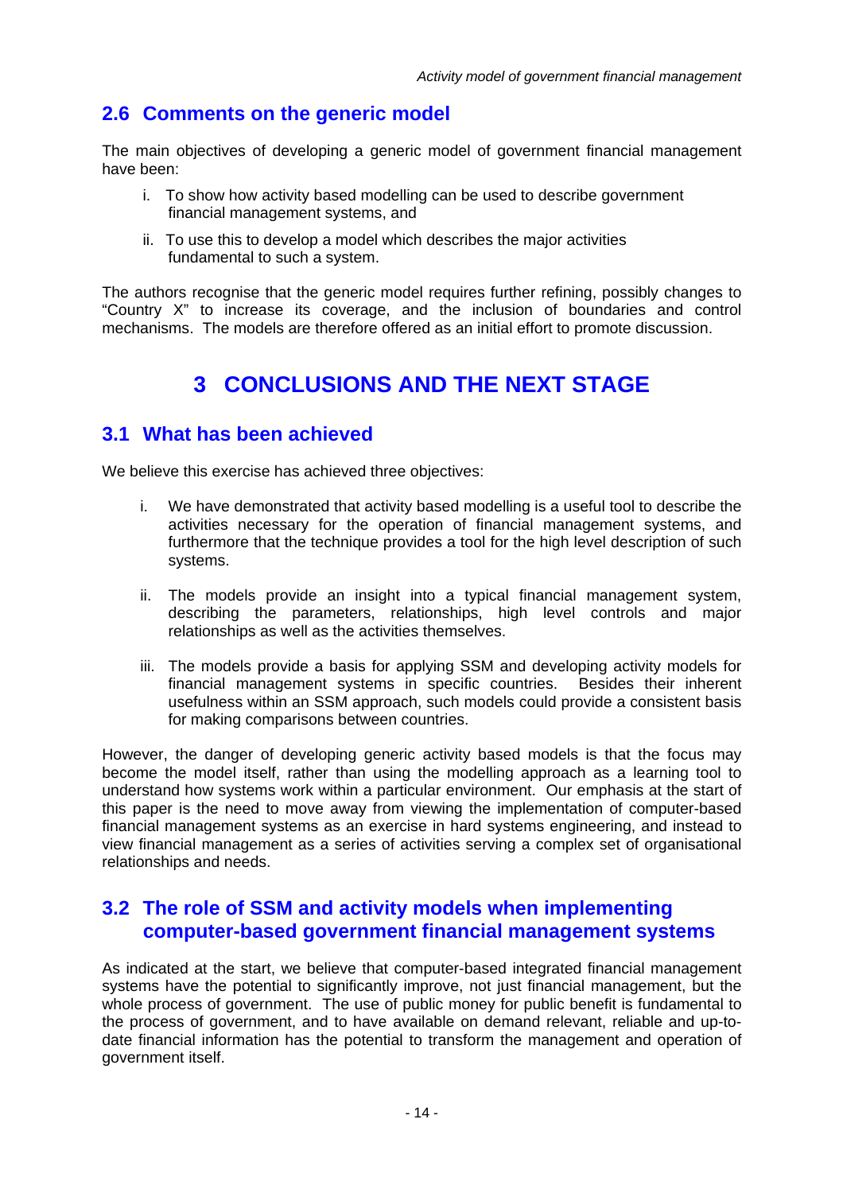## 2.6 Comments on the generic model

The main objectives of developing a generic model of government financial management have been:

i. To show how activity based modelling can be used to describe government financial management systems, and

ii. To use this to develop a model which describes the major activities fundamental to such a system.

The authors recognise that the generic model requires further refining, possibly changes to "Country X" to increase its coverage, and the inclusion of boundaries and control mechanisms. The models are therefore offered as an initial effort to promote discussion.

# 3 CONCLUSIONS AND THE NEXT STAGE

## 3.1 What has been achieved

We believe this exercise has achieved three objectives:

i. We have demonstrated that activity based modelling is a useful tool to describe the activities necessary for the operation of financial management systems, and furthermore that the technique provides a tool for the high level description of such systems.

ii. The models provide an insight into a typical financial management system, describing the parameters, relationships, high level controls and major relationships as well as the activities themselves.

iii. The models provide a basis for applying SSM and developing activity models for financial management systems in specific countries. Besides their inherent usefulness within an SSM approach, such models could provide a consistent basis for making comparisons between countries.

However, the danger of developing generic activity based models is that the focus may become the model itself, rather than using the modelling approach as a learning tool to understand how systems work within a particular environment. Our emphasis at the start of this paper is the need to move away from viewing the implementation of computer-based financial management systems as an exercise in hard systems engineering, and instead to view financial management as a series of activities serving a complex set of organisational relationships and needs.

## 3.2 The role of SSM and activity models when implementing computer-based government financial management systems

As indicated at the start, we believe that computer-based integrated financial management systems have the potential to significantly improve, not just financial management, but the whole process of government. The use of public money for public benefit is fundamental to the process of government, and to have available on demand relevant, reliable and up-to-date financial information has the potential to transform the management and operation of government itself.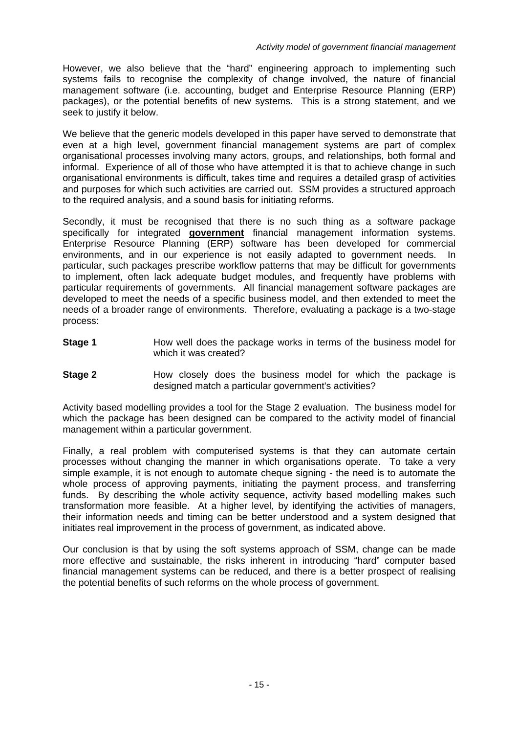However, we also believe that the "hard" engineering approach to implementing such systems fails to recognise the complexity of change involved, the nature of financial management software (i.e. accounting, budget and Enterprise Resource Planning (ERP) packages), or the potential benefits of new systems. This is a strong statement, and we seek to justify it below.

We believe that the generic models developed in this paper have served to demonstrate that even at a high level, government financial management systems are part of complex organisational processes involving many actors, groups, and relationships, both formal and informal. Experience of all of those who have attempted it is that to achieve change in such organisational environments is difficult, takes time and requires a detailed grasp of activities and purposes for which such activities are carried out. SSM provides a structured approach to the required analysis, and a sound basis for initiating reforms.

Secondly, it must be recognised that there is no such thing as a software package specifically for integrated **government** financial management information systems. Enterprise Resource Planning (ERP) software has been developed for commercial environments, and in our experience is not easily adapted to government needs. In particular, such packages prescribe workflow patterns that may be difficult for governments to implement, often lack adequate budget modules, and frequently have problems with particular requirements of governments. All financial management software packages are developed to meet the needs of a specific business model, and then extended to meet the needs of a broader range of environments. Therefore, evaluating a package is a two-stage process:

**Stage 1** How well does the package works in terms of the business model for which it was created?

**Stage 2** How closely does the business model for which the package is designed match a particular government's activities?

Activity based modelling provides a tool for the Stage 2 evaluation. The business model for which the package has been designed can be compared to the activity model of financial management within a particular government.

Finally, a real problem with computerised systems is that they can automate certain processes without changing the manner in which organisations operate. To take a very simple example, it is not enough to automate cheque signing - the need is to automate the whole process of approving payments, initiating the payment process, and transferring funds. By describing the whole activity sequence, activity based modelling makes such transformation more feasible. At a higher level, by identifying the activities of managers, their information needs and timing can be better understood and a system designed that initiates real improvement in the process of government, as indicated above.

Our conclusion is that by using the soft systems approach of SSM, change can be made more effective and sustainable, the risks inherent in introducing "hard" computer based financial management systems can be reduced, and there is a better prospect of realising the potential benefits of such reforms on the whole process of government.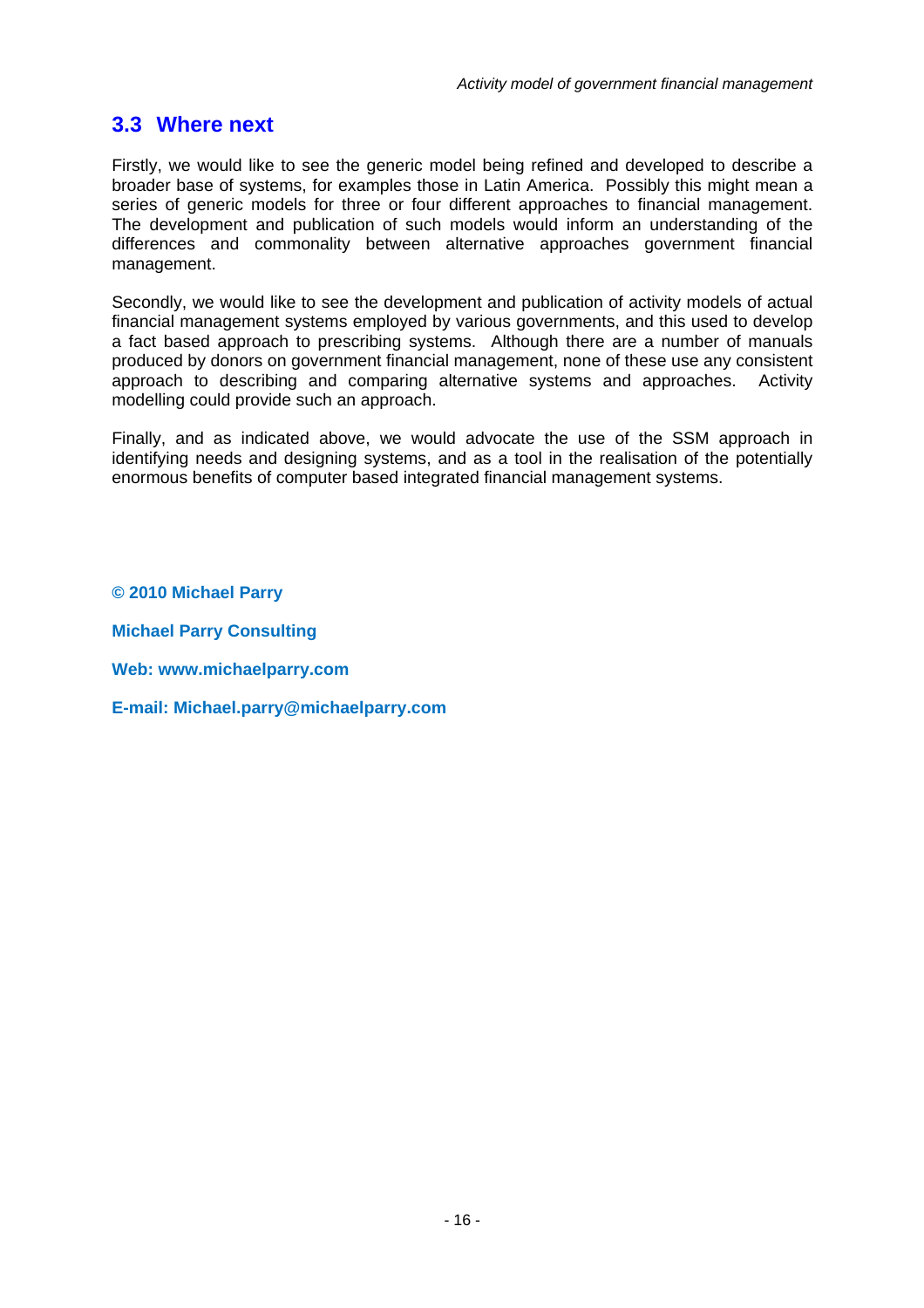## 3.3 Where next

Firstly, we would like to see the generic model being refined and developed to describe a broader base of systems, for examples those in Latin America. Possibly this might mean a series of generic models for three or four different approaches to financial management. The development and publication of such models would inform an understanding of the differences and commonality between alternative approaches government financial management.

Secondly, we would like to see the development and publication of activity models of actual financial management systems employed by various governments, and this used to develop a fact based approach to prescribing systems. Although there are a number of manuals produced by donors on government financial management, none of these use any consistent approach to describing and comparing alternative systems and approaches. Activity modelling could provide such an approach.

Finally, and as indicated above, we would advocate the use of the SSM approach in identifying needs and designing systems, and as a tool in the realisation of the potentially enormous benefits of computer based integrated financial management systems.

**© 2010 Michael Parry**

**Michael Parry Consulting**

**Web: www.michaelparry.com**

**E-mail: Michael.parry@michaelparry.com**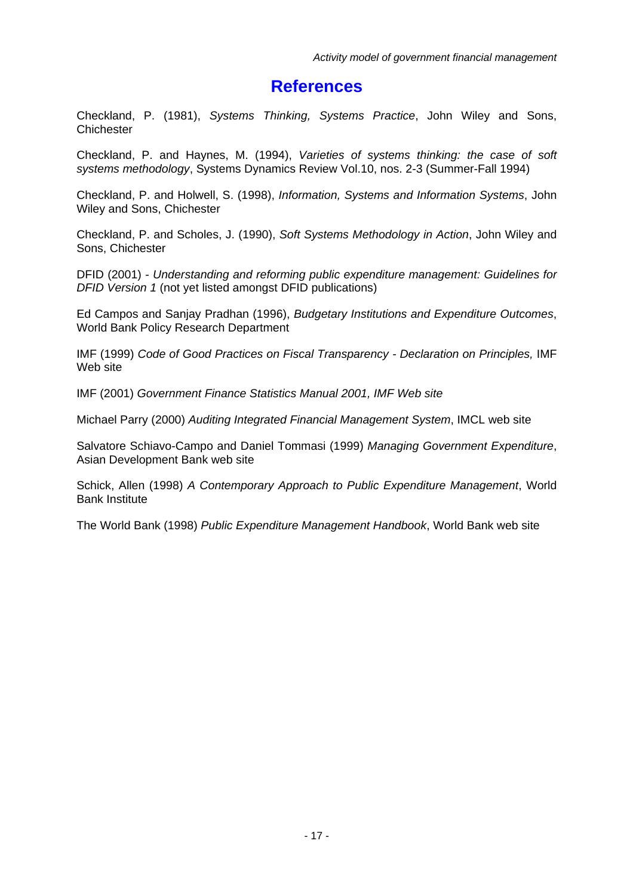# References

Checkland, P. (1981), *Systems Thinking, Systems Practice*, John Wiley and Sons, Chichester

Checkland, P. and Haynes, M. (1994), *Varieties of systems thinking: the case of soft systems methodology*, Systems Dynamics Review Vol.10, nos. 2-3 (Summer-Fall 1994)

Checkland, P. and Holwell, S. (1998), *Information, Systems and Information Systems*, John Wiley and Sons, Chichester

Checkland, P. and Scholes, J. (1990), *Soft Systems Methodology in Action*, John Wiley and Sons, Chichester

DFID (2001) - *Understanding and reforming public expenditure management: Guidelines for DFID Version 1* (not yet listed amongst DFID publications)

Ed Campos and Sanjay Pradhan (1996), *Budgetary Institutions and Expenditure Outcomes*, World Bank Policy Research Department

IMF (1999) *Code of Good Practices on Fiscal Transparency - Declaration on Principles,* IMF Web site

IMF (2001) *Government Finance Statistics Manual 2001, IMF Web site*

Michael Parry (2000) *Auditing Integrated Financial Management System*, IMCL web site

Salvatore Schiavo-Campo and Daniel Tommasi (1999) *Managing Government Expenditure*, Asian Development Bank web site

Schick, Allen (1998) *A Contemporary Approach to Public Expenditure Management*, World Bank Institute

The World Bank (1998) *Public Expenditure Management Handbook*, World Bank web site